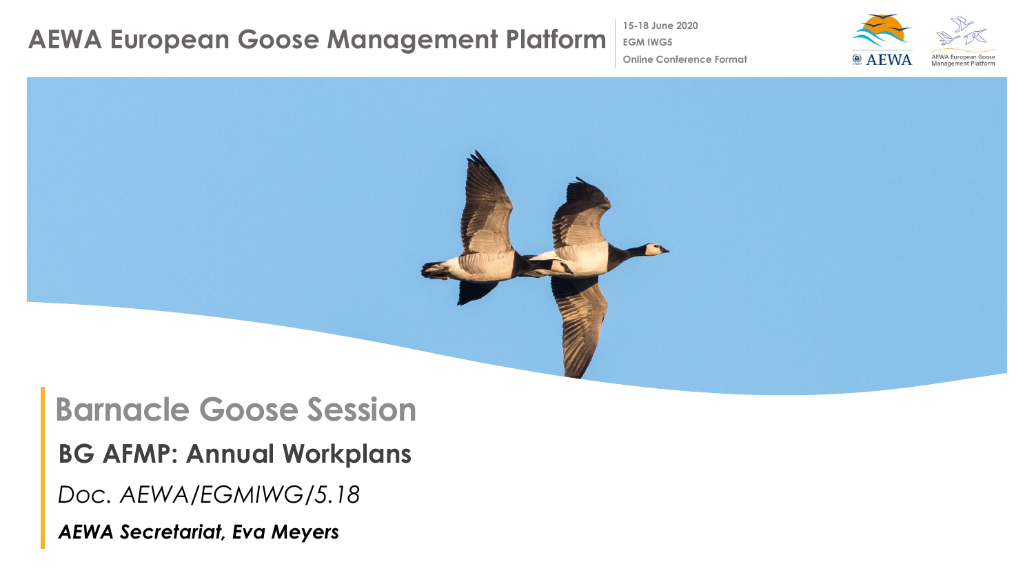# AEWA European Goose Management Platform

15-18 June 2020
EGM IWG5
Online Conference Format

AEWA

AEWA European Goose Management Platform

## Barnacle Goose Session

**BG AFMP: Annual Workplans**

*Doc. AEWA/EGMIWG/5.18*

***AEWA Secretariat, Eva Meyers***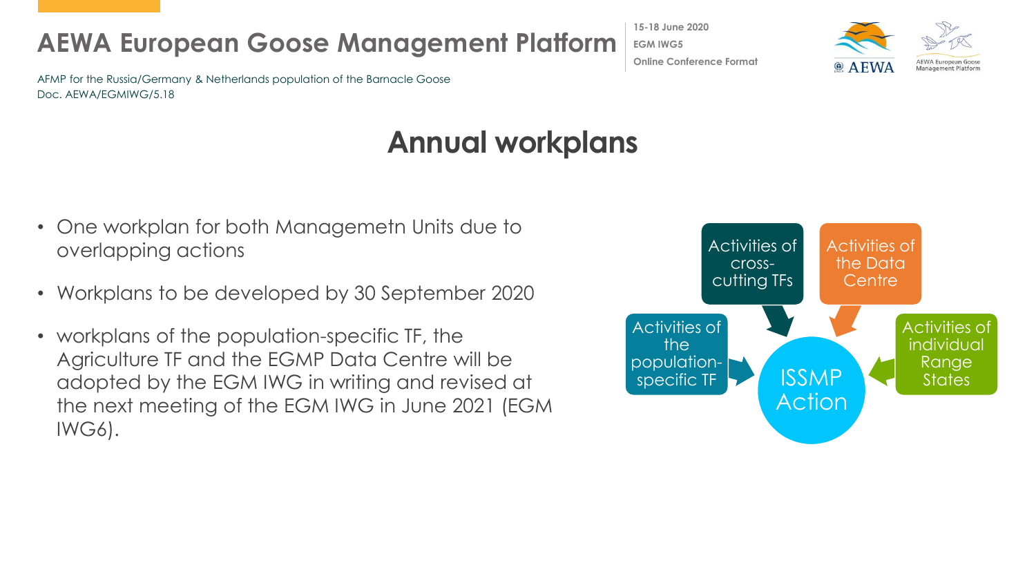## Annual workplans

- One workplan for both Managemetn Units due to overlapping actions
- Workplans to be developed by 30 September 2020
- workplans of the population-specific TF, the Agriculture TF and the EGMP Data Centre will be adopted by the EGM IWG in writing and revised at the next meeting of the EGM IWG in June 2021 (EGM IWG6).

Activities of cross-cutting TFs

Activities of the Data Centre

Activities of the population-specific TF

Activities of individual Range States

ISSMP Action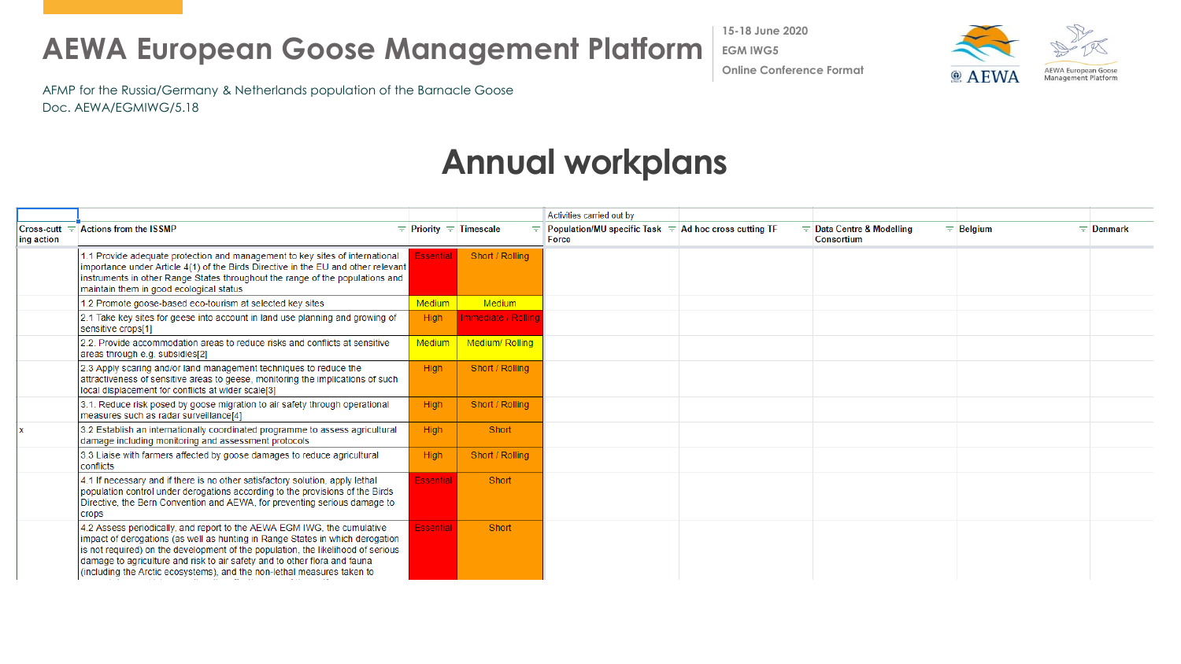# AEWA European Goose Management Platform

15-18 June 2020
EGM IWG5
Online Conference Format

AFMP for the Russia/Germany & Netherlands population of the Barnacle Goose
Doc. AEWA/EGMIWG/5.18

## Annual workplans

| | | | | Activities carried out by | | | | |
|---|---|---|---|---|---|---|---|---|
| Cross-cutting action | Actions from the ISSMP | Priority | Timescale | Population/MU specific Task Force | Ad hoc cross cutting TF | Data Centre & Modelling Consortium | Belgium | Denmark |
| | 1.1 Provide adequate protection and management to key sites of international importance under Article 4(1) of the Birds Directive in the EU and other relevant instruments in other Range States throughout the range of the populations and maintain them in good ecological status | Essential | Short / Rolling | | | | | |
| | 1.2 Promote goose-based eco-tourism at selected key sites | Medium | Medium | | | | | |
| | 2.1 Take key sites for geese into account in land use planning and growing of sensitive crops[1] | High | Immediate / Rolling | | | | | |
| | 2.2. Provide accommodation areas to reduce risks and conflicts at sensitive areas through e.g. subsidies[2] | Medium | Medium/ Rolling | | | | | |
| | 2.3 Apply scaring and/or land management techniques to reduce the attractiveness of sensitive areas to geese, monitoring the implications of such local displacement for conflicts at wider scale[3] | High | Short / Rolling | | | | | |
| | 3.1. Reduce risk posed by goose migration to air safety through operational measures such as radar surveillance[4] | High | Short / Rolling | | | | | |
| x | 3.2 Establish an internationally coordinated programme to assess agricultural damage including monitoring and assessment protocols | High | Short | | | | | |
| | 3.3 Liaise with farmers affected by goose damages to reduce agricultural conflicts | High | Short / Rolling | | | | | |
| | 4.1 If necessary and if there is no other satisfactory solution, apply lethal population control under derogations according to the provisions of the Birds Directive, the Bern Convention and AEWA, for preventing serious damage to crops | Essential | Short | | | | | |
| | 4.2 Assess periodically, and report to the AEWA EGM IWG, the cumulative impact of derogations (as well as hunting in Range States in which derogation is not required) on the development of the population, the likelihood of serious damage to agriculture and risk to air safety and to other flora and fauna (including the Arctic ecosystems), and the non-lethal measures taken to | Essential | Short | | | | | |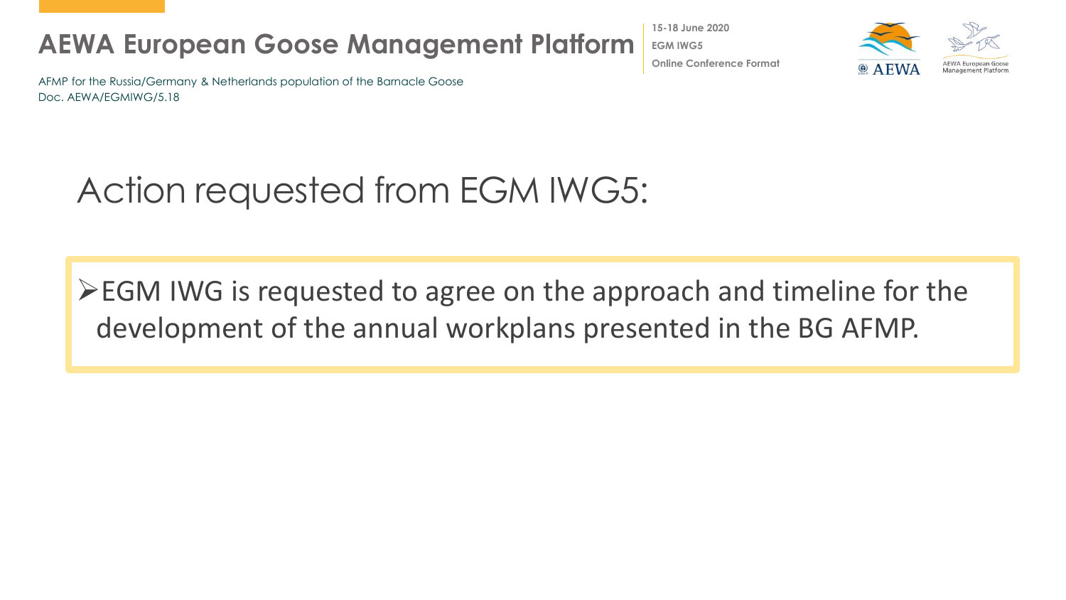# Action requested from EGM IWG5:

- EGM IWG is requested to agree on the approach and timeline for the development of the annual workplans presented in the BG AFMP.